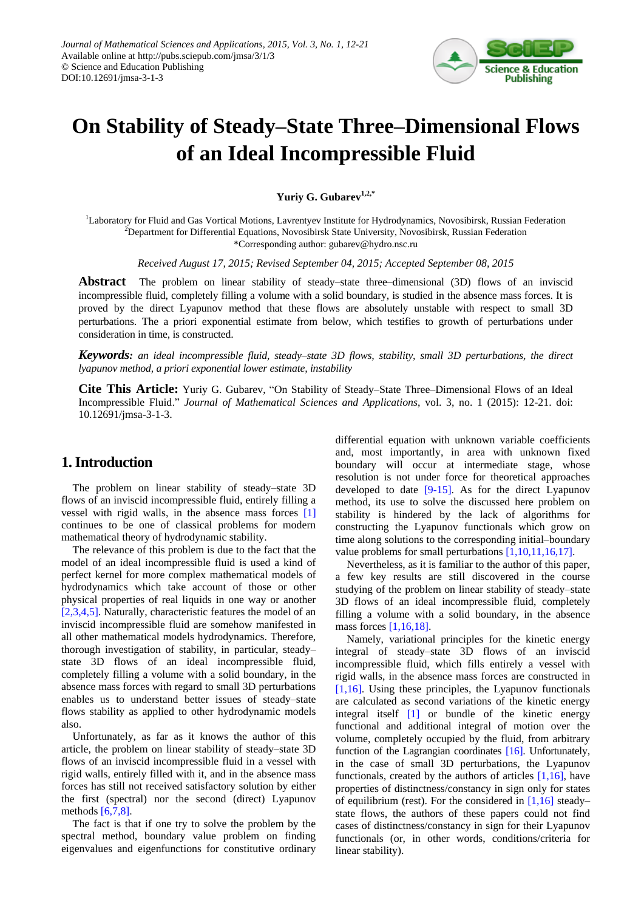Journal of Mathematical Sciences and Applications, 2015, Vol. 3, No. 1, 12-21
Available online at http://pubs.sciepub.com/jmsa/3/1/3
© Science and Education Publishing
DOI:10.12691/jmsa-3-1-3

# On Stability of Steady–State Three–Dimensional Flows of an Ideal Incompressible Fluid

**Yuriy G. Gubarev**[1,2,*]

[1]Laboratory for Fluid and Gas Vortical Motions, Lavrentyev Institute for Hydrodynamics, Novosibirsk, Russian Federation
[2]Department for Differential Equations, Novosibirsk State University, Novosibirsk, Russian Federation
*Corresponding author: gubarev@hydro.nsc.ru

*Received August 17, 2015; Revised September 04, 2015; Accepted September 08, 2015*

**Abstract** The problem on linear stability of steady–state three–dimensional (3D) flows of an inviscid incompressible fluid, completely filling a volume with a solid boundary, is studied in the absence mass forces. It is proved by the direct Lyapunov method that these flows are absolutely unstable with respect to small 3D perturbations. The a priori exponential estimate from below, which testifies to growth of perturbations under consideration in time, is constructed.

***Keywords:*** *an ideal incompressible fluid, steady–state 3D flows, stability, small 3D perturbations, the direct lyapunov method, a priori exponential lower estimate, instability*

**Cite This Article:** Yuriy G. Gubarev, "On Stability of Steady–State Three–Dimensional Flows of an Ideal Incompressible Fluid." *Journal of Mathematical Sciences and Applications*, vol. 3, no. 1 (2015): 12-21. doi: 10.12691/jmsa-3-1-3.

## 1. Introduction

The problem on linear stability of steady–state 3D flows of an inviscid incompressible fluid, entirely filling a vessel with rigid walls, in the absence mass forces [1] continues to be one of classical problems for modern mathematical theory of hydrodynamic stability.

The relevance of this problem is due to the fact that the model of an ideal incompressible fluid is used a kind of perfect kernel for more complex mathematical models of hydrodynamics which take account of those or other physical properties of real liquids in one way or another [2,3,4,5]. Naturally, characteristic features the model of an inviscid incompressible fluid are somehow manifested in all other mathematical models hydrodynamics. Therefore, thorough investigation of stability, in particular, steady–state 3D flows of an ideal incompressible fluid, completely filling a volume with a solid boundary, in the absence mass forces with regard to small 3D perturbations enables us to understand better issues of steady–state flows stability as applied to other hydrodynamic models also.

Unfortunately, as far as it knows the author of this article, the problem on linear stability of steady–state 3D flows of an inviscid incompressible fluid in a vessel with rigid walls, entirely filled with it, and in the absence mass forces has still not received satisfactory solution by either the first (spectral) nor the second (direct) Lyapunov methods [6,7,8].

The fact is that if one try to solve the problem by the spectral method, boundary value problem on finding eigenvalues and eigenfunctions for constitutive ordinary differential equation with unknown variable coefficients and, most importantly, in area with unknown fixed boundary will occur at intermediate stage, whose resolution is not under force for theoretical approaches developed to date [9-15]. As for the direct Lyapunov method, its use to solve the discussed here problem on stability is hindered by the lack of algorithms for constructing the Lyapunov functionals which grow on time along solutions to the corresponding initial–boundary value problems for small perturbations [1,10,11,16,17].

Nevertheless, as it is familiar to the author of this paper, a few key results are still discovered in the course studying of the problem on linear stability of steady–state 3D flows of an ideal incompressible fluid, completely filling a volume with a solid boundary, in the absence mass forces [1,16,18].

Namely, variational principles for the kinetic energy integral of steady–state 3D flows of an inviscid incompressible fluid, which fills entirely a vessel with rigid walls, in the absence mass forces are constructed in [1,16]. Using these principles, the Lyapunov functionals are calculated as second variations of the kinetic energy integral itself [1] or bundle of the kinetic energy functional and additional integral of motion over the volume, completely occupied by the fluid, from arbitrary function of the Lagrangian coordinates [16]. Unfortunately, in the case of small 3D perturbations, the Lyapunov functionals, created by the authors of articles [1,16], have properties of distinctness/constancy in sign only for states of equilibrium (rest). For the considered in [1,16] steady–state flows, the authors of these papers could not find cases of distinctness/constancy in sign for their Lyapunov functionals (or, in other words, conditions/criteria for linear stability).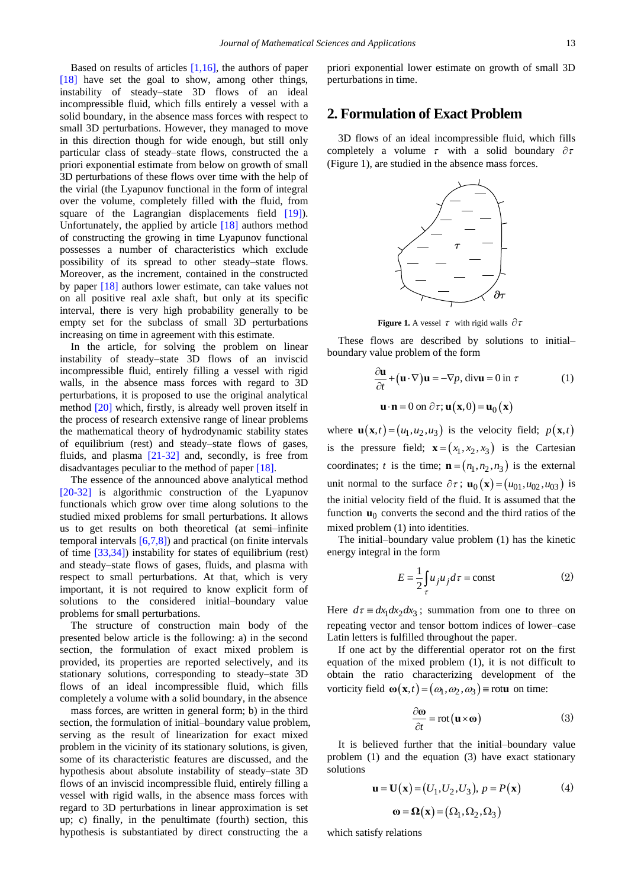Based on results of articles [1,16], the authors of paper [18] have set the goal to show, among other things, instability of steady–state 3D flows of an ideal incompressible fluid, which fills entirely a vessel with a solid boundary, in the absence mass forces with respect to small 3D perturbations. However, they managed to move in this direction though for wide enough, but still only particular class of steady–state flows, constructed the a priori exponential estimate from below on growth of small 3D perturbations of these flows over time with the help of the virial (the Lyapunov functional in the form of integral over the volume, completely filled with the fluid, from square of the Lagrangian displacements field [19]). Unfortunately, the applied by article [18] authors method of constructing the growing in time Lyapunov functional possesses a number of characteristics which exclude possibility of its spread to other steady–state flows. Moreover, as the increment, contained in the constructed by paper [18] authors lower estimate, can take values not on all positive real axle shaft, but only at its specific interval, there is very high probability generally to be empty set for the subclass of small 3D perturbations increasing on time in agreement with this estimate.

In the article, for solving the problem on linear instability of steady–state 3D flows of an inviscid incompressible fluid, entirely filling a vessel with rigid walls, in the absence mass forces with regard to 3D perturbations, it is proposed to use the original analytical method [20] which, firstly, is already well proven itself in the process of research extensive range of linear problems the mathematical theory of hydrodynamic stability states of equilibrium (rest) and steady–state flows of gases, fluids, and plasma [21-32] and, secondly, is free from disadvantages peculiar to the method of paper [18].

The essence of the announced above analytical method [20-32] is algorithmic construction of the Lyapunov functionals which grow over time along solutions to the studied mixed problems for small perturbations. It allows us to get results on both theoretical (at semi–infinite temporal intervals [6,7,8]) and practical (on finite intervals of time [33,34]) instability for states of equilibrium (rest) and steady–state flows of gases, fluids, and plasma with respect to small perturbations. At that, which is very important, it is not required to know explicit form of solutions to the considered initial–boundary value problems for small perturbations.

The structure of construction main body of the presented below article is the following: a) in the second section, the formulation of exact mixed problem is provided, its properties are reported selectively, and its stationary solutions, corresponding to steady–state 3D flows of an ideal incompressible fluid, which fills completely a volume with a solid boundary, in the absence mass forces, are written in general form; b) in the third section, the formulation of initial–boundary value problem, serving as the result of linearization for exact mixed problem in the vicinity of its stationary solutions, is given, some of its characteristic features are discussed, and the hypothesis about absolute instability of steady–state 3D flows of an inviscid incompressible fluid, entirely filling a vessel with rigid walls, in the absence mass forces with regard to 3D perturbations in linear approximation is set up; c) finally, in the penultimate (fourth) section, this hypothesis is substantiated by direct constructing the a priori exponential lower estimate on growth of small 3D perturbations in time.

## 2. Formulation of Exact Problem

3D flows of an ideal incompressible fluid, which fills completely a volume $\tau$ with a solid boundary $\partial\tau$ (Figure 1), are studied in the absence mass forces.

**Figure 1.** A vessel $\tau$ with rigid walls $\partial\tau$

These flows are described by solutions to initial–boundary value problem of the form

$$\frac{\partial \mathbf{u}}{\partial t} + (\mathbf{u}\cdot\nabla)\mathbf{u} = -\nabla p,\ \operatorname{div}\mathbf{u} = 0 \text{ in } \tau \tag{1}$$

$$\mathbf{u}\cdot\mathbf{n} = 0 \text{ on } \partial\tau;\ \mathbf{u}(\mathbf{x},0) = \mathbf{u}_0(\mathbf{x})$$

where $\mathbf{u}(\mathbf{x},t) = (u_1,u_2,u_3)$ is the velocity field; $p(\mathbf{x},t)$ is the pressure field; $\mathbf{x} = (x_1,x_2,x_3)$ is the Cartesian coordinates; $t$ is the time; $\mathbf{n} = (n_1,n_2,n_3)$ is the external unit normal to the surface $\partial\tau$; $\mathbf{u}_0(\mathbf{x}) = (u_{01},u_{02},u_{03})$ is the initial velocity field of the fluid. It is assumed that the function $\mathbf{u}_0$ converts the second and the third ratios of the mixed problem (1) into identities.

The initial–boundary value problem (1) has the kinetic energy integral in the form

$$E \equiv \frac{1}{2}\int_{\tau} u_j u_j d\tau = \text{const} \tag{2}$$

Here $d\tau \equiv dx_1dx_2dx_3$; summation from one to three on repeating vector and tensor bottom indices of lower–case Latin letters is fulfilled throughout the paper.

If one act by the differential operator rot on the first equation of the mixed problem (1), it is not difficult to obtain the ratio characterizing development of the vorticity field $\boldsymbol{\omega}(\mathbf{x},t) = (\omega_1,\omega_2,\omega_3) \equiv \operatorname{rot}\mathbf{u}$ on time:

$$\frac{\partial \boldsymbol{\omega}}{\partial t} = \operatorname{rot}(\mathbf{u}\times\boldsymbol{\omega}) \tag{3}$$

It is believed further that the initial–boundary value problem (1) and the equation (3) have exact stationary solutions

$$\mathbf{u} = \mathbf{U}(\mathbf{x}) = (U_1,U_2,U_3),\ p = P(\mathbf{x}) \tag{4}$$

$$\boldsymbol{\omega} = \boldsymbol{\Omega}(\mathbf{x}) = (\Omega_1,\Omega_2,\Omega_3)$$

which satisfy relations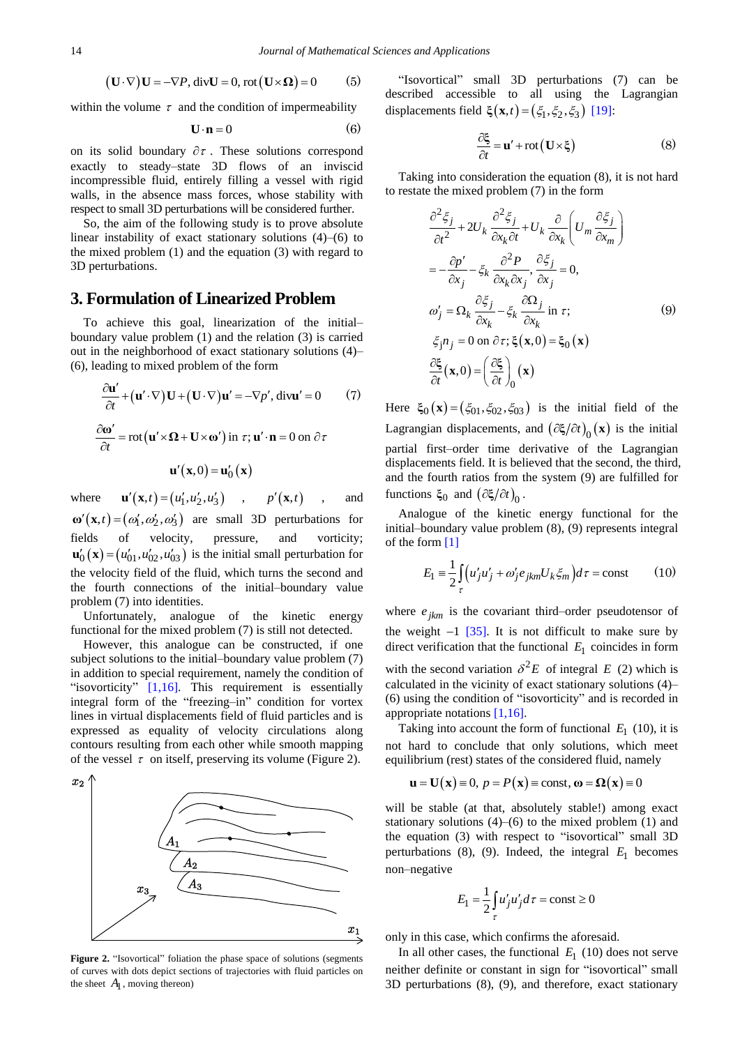$$(\mathbf{U}\cdot\nabla)\mathbf{U} = -\nabla P,\ \operatorname{div}\mathbf{U} = 0,\ \operatorname{rot}(\mathbf{U}\times\mathbf{\Omega}) = 0 \qquad (5)$$

within the volume $\tau$ and the condition of impermeability

$$\mathbf{U}\cdot\mathbf{n} = 0 \qquad (6)$$

on its solid boundary $\partial\tau$. These solutions correspond exactly to steady–state 3D flows of an inviscid incompressible fluid, entirely filling a vessel with rigid walls, in the absence mass forces, whose stability with respect to small 3D perturbations will be considered further.

So, the aim of the following study is to prove absolute linear instability of exact stationary solutions (4)–(6) to the mixed problem (1) and the equation (3) with regard to 3D perturbations.

## 3. Formulation of Linearized Problem

To achieve this goal, linearization of the initial–boundary value problem (1) and the relation (3) is carried out in the neighborhood of exact stationary solutions (4)–(6), leading to mixed problem of the form

$$\frac{\partial\mathbf{u}'}{\partial t} + (\mathbf{u}'\cdot\nabla)\mathbf{U} + (\mathbf{U}\cdot\nabla)\mathbf{u}' = -\nabla p',\ \operatorname{div}\mathbf{u}' = 0 \qquad (7)$$

$$\frac{\partial\boldsymbol{\omega}'}{\partial t} = \operatorname{rot}(\mathbf{u}'\times\mathbf{\Omega} + \mathbf{U}\times\boldsymbol{\omega}') \text{ in } \tau;\ \mathbf{u}'\cdot\mathbf{n} = 0 \text{ on } \partial\tau$$

$$\mathbf{u}'(\mathbf{x},0) = \mathbf{u}'_0(\mathbf{x})$$

where $\mathbf{u}'(\mathbf{x},t) = (u'_1, u'_2, u'_3)$, $p'(\mathbf{x},t)$, and $\boldsymbol{\omega}'(\mathbf{x},t) = (\omega'_1, \omega'_2, \omega'_3)$ are small 3D perturbations for fields of velocity, pressure, and vorticity; $\mathbf{u}'_0(\mathbf{x}) = (u'_{01}, u'_{02}, u'_{03})$ is the initial small perturbation for the velocity field of the fluid, which turns the second and the fourth connections of the initial–boundary value problem (7) into identities.

Unfortunately, analogue of the kinetic energy functional for the mixed problem (7) is still not detected.

However, this analogue can be constructed, if one subject solutions to the initial–boundary value problem (7) in addition to special requirement, namely the condition of "isovorticity" [1,16]. This requirement is essentially integral form of the "freezing–in" condition for vortex lines in virtual displacements field of fluid particles and is expressed as equality of velocity circulations along contours resulting from each other while smooth mapping of the vessel $\tau$ on itself, preserving its volume (Figure 2).

Figure 2. "Isovortical" foliation the phase space of solutions (segments of curves with dots depict sections of trajectories with fluid particles on the sheet $A_1$, moving thereon)

"Isovortical" small 3D perturbations (7) can be described accessible to all using the Lagrangian displacements field $\boldsymbol{\xi}(\mathbf{x},t) = (\xi_1, \xi_2, \xi_3)$ [19]:

$$\frac{\partial\boldsymbol{\xi}}{\partial t} = \mathbf{u}' + \operatorname{rot}(\mathbf{U}\times\boldsymbol{\xi}) \qquad (8)$$

Taking into consideration the equation (8), it is not hard to restate the mixed problem (7) in the form

$$\begin{gathered}
\frac{\partial^2\xi_j}{\partial t^2} + 2U_k\frac{\partial^2\xi_j}{\partial x_k\partial t} + U_k\frac{\partial}{\partial x_k}\left(U_m\frac{\partial\xi_j}{\partial x_m}\right) \\
= -\frac{\partial p'}{\partial x_j} - \xi_k\frac{\partial^2 P}{\partial x_k\partial x_j},\ \frac{\partial\xi_j}{\partial x_j} = 0, \\
\omega'_j = \Omega_k\frac{\partial\xi_j}{\partial x_k} - \xi_k\frac{\partial\Omega_j}{\partial x_k} \text{ in } \tau; \qquad (9) \\
\xi_j n_j = 0 \text{ on } \partial\tau;\ \boldsymbol{\xi}(\mathbf{x},0) = \boldsymbol{\xi}_0(\mathbf{x}) \\
\frac{\partial\boldsymbol{\xi}}{\partial t}(\mathbf{x},0) = \left(\frac{\partial\boldsymbol{\xi}}{\partial t}\right)_0(\mathbf{x})
\end{gathered}$$

Here $\boldsymbol{\xi}_0(\mathbf{x}) = (\xi_{01}, \xi_{02}, \xi_{03})$ is the initial field of the Lagrangian displacements, and $(\partial\boldsymbol{\xi}/\partial t)_0(\mathbf{x})$ is the initial partial first–order time derivative of the Lagrangian displacements field. It is believed that the second, the third, and the fourth ratios from the system (9) are fulfilled for functions $\boldsymbol{\xi}_0$ and $(\partial\boldsymbol{\xi}/\partial t)_0$.

Analogue of the kinetic energy functional for the initial–boundary value problem (8), (9) represents integral of the form [1]

$$E_1 \equiv \frac{1}{2}\int_\tau \left(u'_j u'_j + \omega'_j e_{jkm} U_k \xi_m\right) d\tau = \text{const} \qquad (10)$$

where $e_{jkm}$ is the covariant third–order pseudotensor of the weight $-1$ [35]. It is not difficult to make sure by direct verification that the functional $E_1$ coincides in form with the second variation $\delta^2 E$ of integral $E$ (2) which is calculated in the vicinity of exact stationary solutions (4)–(6) using the condition of "isovorticity" and is recorded in appropriate notations [1,16].

Taking into account the form of functional $E_1$ (10), it is not hard to conclude that only solutions, which meet equilibrium (rest) states of the considered fluid, namely

$$\mathbf{u} = \mathbf{U}(\mathbf{x}) \equiv 0,\ p = P(\mathbf{x}) \equiv \text{const},\ \boldsymbol{\omega} = \mathbf{\Omega}(\mathbf{x}) \equiv 0$$

will be stable (at that, absolutely stable!) among exact stationary solutions (4)–(6) to the mixed problem (1) and the equation (3) with respect to "isovortical" small 3D perturbations (8), (9). Indeed, the integral $E_1$ becomes non–negative

$$E_1 = \frac{1}{2}\int_\tau u'_j u'_j\, d\tau = \text{const} \geq 0$$

only in this case, which confirms the aforesaid.

In all other cases, the functional $E_1$ (10) does not serve neither definite or constant in sign for "isovortical" small 3D perturbations (8), (9), and therefore, exact stationary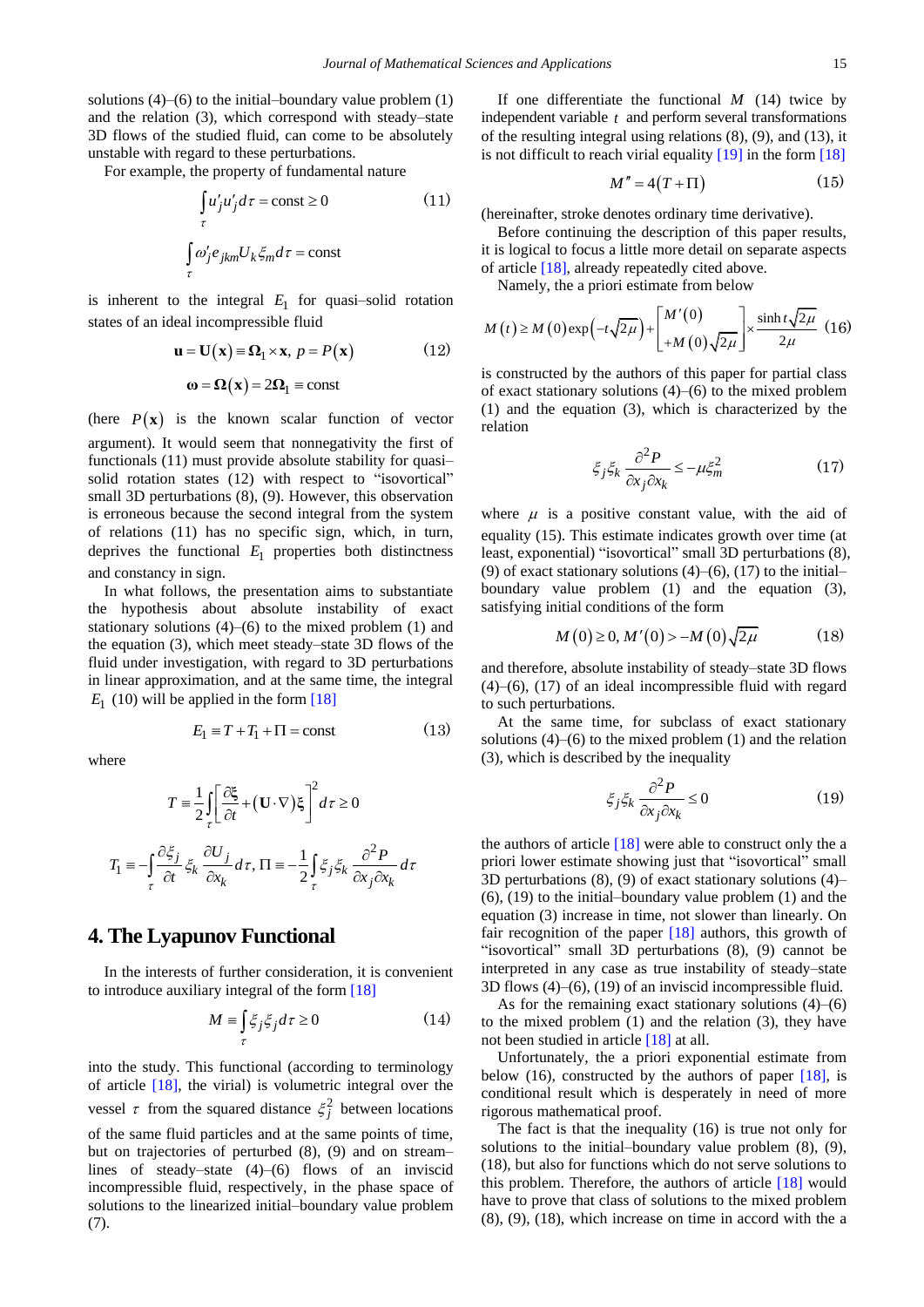solutions (4)–(6) to the initial–boundary value problem (1) and the relation (3), which correspond with steady–state 3D flows of the studied fluid, can come to be absolutely unstable with regard to these perturbations.

For example, the property of fundamental nature

$$\int_\tau u'_j u'_j d\tau = \text{const} \geq 0 \tag{11}$$

$$\int_\tau \omega'_j e_{jkm} U_k \xi_m d\tau = \text{const}$$

is inherent to the integral $E_1$ for quasi–solid rotation states of an ideal incompressible fluid

$$\mathbf{u} = \mathbf{U}(\mathbf{x}) \equiv \mathbf{\Omega}_1 \times \mathbf{x},\ p = P(\mathbf{x}) \tag{12}$$

$$\boldsymbol{\omega} = \mathbf{\Omega}(\mathbf{x}) = 2\mathbf{\Omega}_1 \equiv \text{const}$$

(here $P(\mathbf{x})$ is the known scalar function of vector argument). It would seem that nonnegativity the first of functionals (11) must provide absolute stability for quasi–solid rotation states (12) with respect to "isovortical" small 3D perturbations (8), (9). However, this observation is erroneous because the second integral from the system of relations (11) has no specific sign, which, in turn, deprives the functional $E_1$ properties both distinctness and constancy in sign.

In what follows, the presentation aims to substantiate the hypothesis about absolute instability of exact stationary solutions (4)–(6) to the mixed problem (1) and the equation (3), which meet steady–state 3D flows of the fluid under investigation, with regard to 3D perturbations in linear approximation, and at the same time, the integral $E_1$ (10) will be applied in the form [18]

$$E_1 \equiv T + T_1 + \Pi = \text{const} \tag{13}$$

where

$$T \equiv \frac{1}{2}\int_\tau \left[\frac{\partial \boldsymbol{\xi}}{\partial t} + (\mathbf{U}\cdot\nabla)\boldsymbol{\xi}\right]^2 d\tau \geq 0$$

$$T_1 \equiv -\int_\tau \frac{\partial \xi_j}{\partial t}\xi_k \frac{\partial U_j}{\partial x_k} d\tau,\ \Pi \equiv -\frac{1}{2}\int_\tau \xi_j \xi_k \frac{\partial^2 P}{\partial x_j \partial x_k} d\tau$$

## 4. The Lyapunov Functional

In the interests of further consideration, it is convenient to introduce auxiliary integral of the form [18]

$$M \equiv \int_\tau \xi_j \xi_j d\tau \geq 0 \tag{14}$$

into the study. This functional (according to terminology of article [18], the virial) is volumetric integral over the vessel $\tau$ from the squared distance $\xi_j^2$ between locations of the same fluid particles and at the same points of time, but on trajectories of perturbed (8), (9) and on stream–lines of steady–state (4)–(6) flows of an inviscid incompressible fluid, respectively, in the phase space of solutions to the linearized initial–boundary value problem (7).

If one differentiate the functional $M$ (14) twice by independent variable $t$ and perform several transformations of the resulting integral using relations (8), (9), and (13), it is not difficult to reach virial equality [19] in the form [18]

$$M'' = 4(T + \Pi) \tag{15}$$

(hereinafter, stroke denotes ordinary time derivative).

Before continuing the description of this paper results, it is logical to focus a little more detail on separate aspects of article [18], already repeatedly cited above.

Namely, the a priori estimate from below

$$M(t) \geq M(0)\exp\left(-t\sqrt{2\mu}\right) + \begin{bmatrix} M'(0) \\ +M(0)\sqrt{2\mu} \end{bmatrix} \times \frac{\sinh t\sqrt{2\mu}}{2\mu} \tag{16}$$

is constructed by the authors of this paper for partial class of exact stationary solutions (4)–(6) to the mixed problem (1) and the equation (3), which is characterized by the relation

$$\xi_j \xi_k \frac{\partial^2 P}{\partial x_j \partial x_k} \leq -\mu \xi_m^2 \tag{17}$$

where $\mu$ is a positive constant value, with the aid of equality (15). This estimate indicates growth over time (at least, exponential) "isovortical" small 3D perturbations (8), (9) of exact stationary solutions (4)–(6), (17) to the initial–boundary value problem (1) and the equation (3), satisfying initial conditions of the form

$$M(0) \geq 0,\ M'(0) > -M(0)\sqrt{2\mu} \tag{18}$$

and therefore, absolute instability of steady–state 3D flows (4)–(6), (17) of an ideal incompressible fluid with regard to such perturbations.

At the same time, for subclass of exact stationary solutions (4)–(6) to the mixed problem (1) and the relation (3), which is described by the inequality

$$\xi_j \xi_k \frac{\partial^2 P}{\partial x_j \partial x_k} \leq 0 \tag{19}$$

the authors of article [18] were able to construct only the a priori lower estimate showing just that "isovortical" small 3D perturbations (8), (9) of exact stationary solutions (4)–(6), (19) to the initial–boundary value problem (1) and the equation (3) increase in time, not slower than linearly. On fair recognition of the paper [18] authors, this growth of "isovortical" small 3D perturbations (8), (9) cannot be interpreted in any case as true instability of steady–state 3D flows (4)–(6), (19) of an inviscid incompressible fluid.

As for the remaining exact stationary solutions (4)–(6) to the mixed problem (1) and the relation (3), they have not been studied in article [18] at all.

Unfortunately, the a priori exponential estimate from below (16), constructed by the authors of paper [18], is conditional result which is desperately in need of more rigorous mathematical proof.

The fact is that the inequality (16) is true not only for solutions to the initial–boundary value problem (8), (9), (18), but also for functions which do not serve solutions to this problem. Therefore, the authors of article [18] would have to prove that class of solutions to the mixed problem (8), (9), (18), which increase on time in accord with the a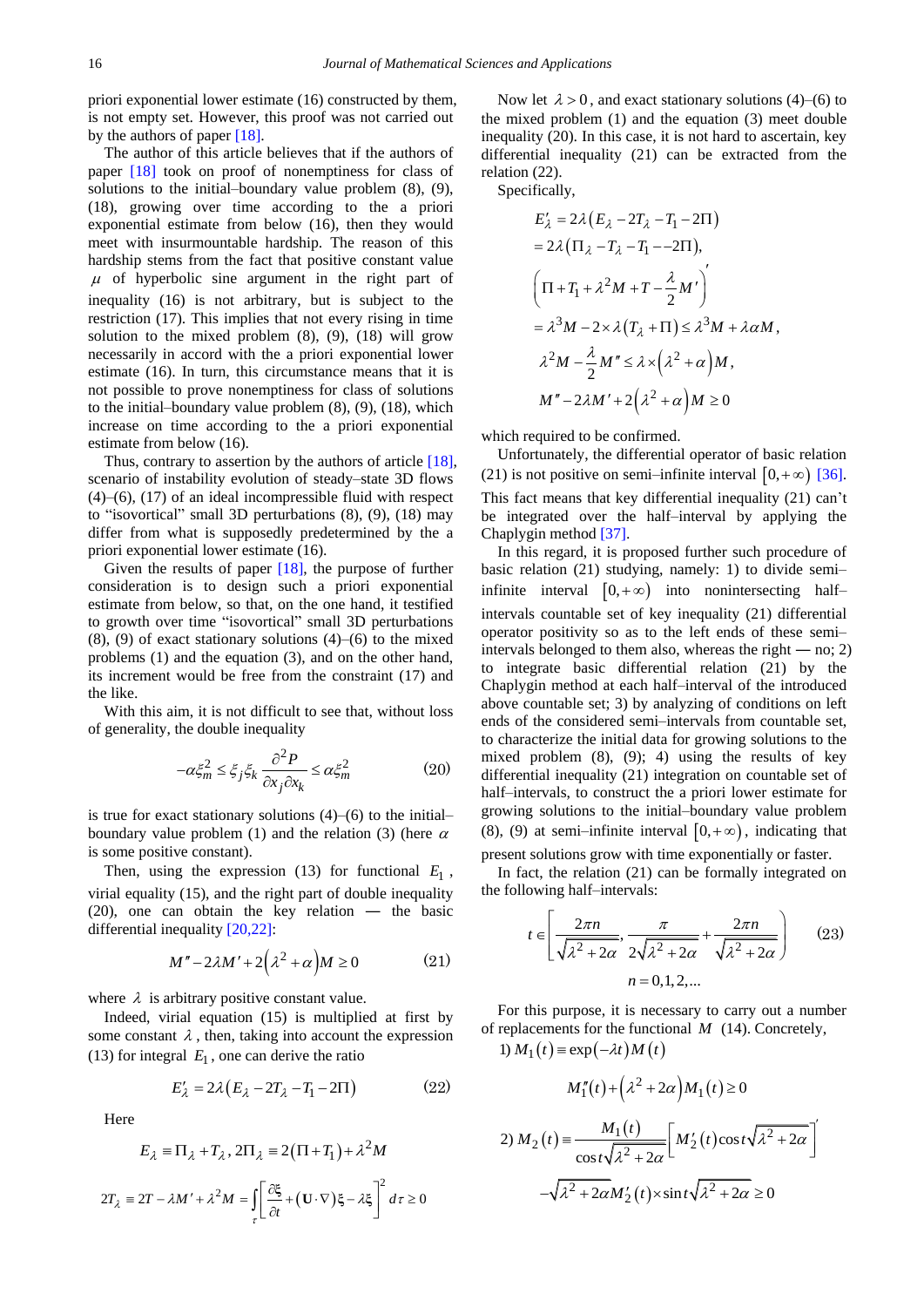priori exponential lower estimate (16) constructed by them, is not empty set. However, this proof was not carried out by the authors of paper [18].

The author of this article believes that if the authors of paper [18] took on proof of nonemptiness for class of solutions to the initial–boundary value problem (8), (9), (18), growing over time according to the a priori exponential estimate from below (16), then they would meet with insurmountable hardship. The reason of this hardship stems from the fact that positive constant value $\mu$ of hyperbolic sine argument in the right part of inequality (16) is not arbitrary, but is subject to the restriction (17). This implies that not every rising in time solution to the mixed problem (8), (9), (18) will grow necessarily in accord with the a priori exponential lower estimate (16). In turn, this circumstance means that it is not possible to prove nonemptiness for class of solutions to the initial–boundary value problem (8), (9), (18), which increase on time according to the a priori exponential estimate from below (16).

Thus, contrary to assertion by the authors of article [18], scenario of instability evolution of steady–state 3D flows (4)–(6), (17) of an ideal incompressible fluid with respect to "isovortical" small 3D perturbations (8), (9), (18) may differ from what is supposedly predetermined by the a priori exponential lower estimate (16).

Given the results of paper [18], the purpose of further consideration is to design such a priori exponential estimate from below, so that, on the one hand, it testified to growth over time "isovortical" small 3D perturbations (8), (9) of exact stationary solutions (4)–(6) to the mixed problems (1) and the equation (3), and on the other hand, its increment would be free from the constraint (17) and the like.

With this aim, it is not difficult to see that, without loss of generality, the double inequality

$$-\alpha\xi_m^2 \le \xi_j\xi_k\frac{\partial^2 P}{\partial x_j\partial x_k} \le \alpha\xi_m^2 \qquad (20)$$

is true for exact stationary solutions (4)–(6) to the initial–boundary value problem (1) and the relation (3) (here $\alpha$ is some positive constant).

Then, using the expression (13) for functional $E_1$, virial equality (15), and the right part of double inequality (20), one can obtain the key relation — the basic differential inequality [20,22]:

$$M'' - 2\lambda M' + 2\left(\lambda^2+\alpha\right)M \ge 0 \qquad (21)$$

where $\lambda$ is arbitrary positive constant value.

Indeed, virial equation (15) is multiplied at first by some constant $\lambda$, then, taking into account the expression (13) for integral $E_1$, one can derive the ratio

$$E_\lambda' = 2\lambda\left(E_\lambda - 2T_\lambda - T_1 - 2\Pi\right) \qquad (22)$$

Here

$$E_\lambda \equiv \Pi_\lambda + T_\lambda,\ 2\Pi_\lambda \equiv 2\left(\Pi + T_1\right) + \lambda^2 M$$

$$2T_\lambda \equiv 2T - \lambda M' + \lambda^2 M = \int_\tau \left[\frac{\partial \boldsymbol{\xi}}{\partial t} + \left(\mathbf{U}\cdot\nabla\right)\boldsymbol{\xi} - \lambda\boldsymbol{\xi}\right]^2 d\tau \ge 0$$

Now let $\lambda > 0$, and exact stationary solutions (4)–(6) to the mixed problem (1) and the equation (3) meet double inequality (20). In this case, it is not hard to ascertain, key differential inequality (21) can be extracted from the relation (22).

Specifically,

$$E_\lambda' = 2\lambda\left(E_\lambda - 2T_\lambda - T_1 - 2\Pi\right)$$
$$= 2\lambda\left(\Pi_\lambda - T_\lambda - T_1 - -2\Pi\right),$$
$$\left(\Pi + T_1 + \lambda^2 M + T - \frac{\lambda}{2}M'\right)'$$
$$= \lambda^3 M - 2\times\lambda\left(T_\lambda + \Pi\right) \le \lambda^3 M + \lambda\alpha M,$$
$$\lambda^2 M - \frac{\lambda}{2}M'' \le \lambda\times\left(\lambda^2+\alpha\right)M,$$
$$M'' - 2\lambda M' + 2\left(\lambda^2+\alpha\right)M \ge 0$$

which required to be confirmed.

Unfortunately, the differential operator of basic relation (21) is not positive on semi–infinite interval $[0,+\infty)$ [36]. This fact means that key differential inequality (21) can't be integrated over the half–interval by applying the Chaplygin method [37].

In this regard, it is proposed further such procedure of basic relation (21) studying, namely: 1) to divide semi–infinite interval $[0,+\infty)$ into nonintersecting half–intervals countable set of key inequality (21) differential operator positivity so as to the left ends of these semi–intervals belonged to them also, whereas the right — no; 2) to integrate basic differential relation (21) by the Chaplygin method at each half–interval of the introduced above countable set; 3) by analyzing of conditions on left ends of the considered semi–intervals from countable set, to characterize the initial data for growing solutions to the mixed problem (8), (9); 4) using the results of key differential inequality (21) integration on countable set of half–intervals, to construct the a priori lower estimate for growing solutions to the initial–boundary value problem (8), (9) at semi–infinite interval $[0,+\infty)$, indicating that present solutions grow with time exponentially or faster.

In fact, the relation (21) can be formally integrated on the following half–intervals:

$$t \in \left[\frac{2\pi n}{\sqrt{\lambda^2+2\alpha}}, \frac{\pi}{2\sqrt{\lambda^2+2\alpha}} + \frac{2\pi n}{\sqrt{\lambda^2+2\alpha}}\right) \qquad (23)$$
$$n = 0,1,2,...$$

For this purpose, it is necessary to carry out a number of replacements for the functional $M$ (14). Concretely,

1) $M_1(t) \equiv \exp(-\lambda t)M(t)$

$$M_1''(t) + \left(\lambda^2 + 2\alpha\right)M_1(t) \ge 0$$

2) $M_2(t) \equiv \dfrac{M_1(t)}{\cos t\sqrt{\lambda^2+2\alpha}}\left[M_2'(t)\cos t\sqrt{\lambda^2+2\alpha}\right]'$

$$-\sqrt{\lambda^2+2\alpha}M_2'(t)\times\sin t\sqrt{\lambda^2+2\alpha} \ge 0$$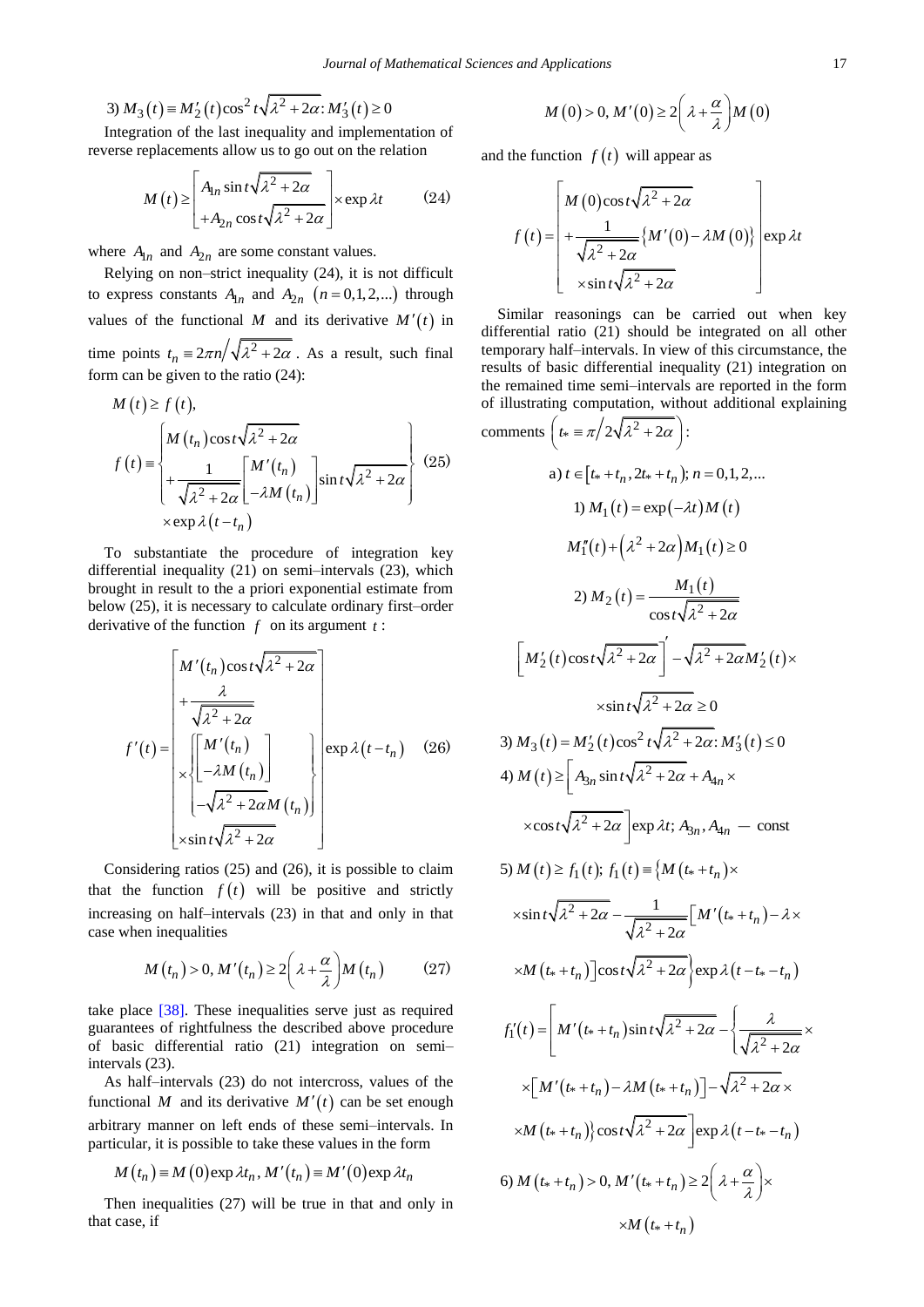3) $M_3(t) \equiv M_2'(t)\cos^2 t\sqrt{\lambda^2+2\alpha}: M_3'(t) \geq 0$

Integration of the last inequality and implementation of reverse replacements allow us to go out on the relation

$$M(t) \geq \begin{bmatrix} A_{1n}\sin t\sqrt{\lambda^2+2\alpha} \\ +A_{2n}\cos t\sqrt{\lambda^2+2\alpha} \end{bmatrix} \times \exp\lambda t \qquad (24)$$

where $A_{1n}$ and $A_{2n}$ are some constant values.

Relying on non–strict inequality (24), it is not difficult to express constants $A_{1n}$ and $A_{2n}$ $(n=0,1,2,...)$ through values of the functional $M$ and its derivative $M'(t)$ in time points $t_n \equiv 2\pi n/\sqrt{\lambda^2+2\alpha}$. As a result, such final form can be given to the ratio (24):

$$M(t) \geq f(t),$$

$$f(t) \equiv \begin{Bmatrix} M(t_n)\cos t\sqrt{\lambda^2+2\alpha} \\ +\dfrac{1}{\sqrt{\lambda^2+2\alpha}}\begin{bmatrix} M'(t_n) \\ -\lambda M(t_n) \end{bmatrix}\sin t\sqrt{\lambda^2+2\alpha} \end{Bmatrix} \qquad (25)$$

$$\times \exp\lambda(t-t_n)$$

To substantiate the procedure of integration key differential inequality (21) on semi–intervals (23), which brought in result to the a priori exponential estimate from below (25), it is necessary to calculate ordinary first–order derivative of the function $f$ on its argument $t$:

$$f'(t) = \begin{bmatrix} M'(t_n)\cos t\sqrt{\lambda^2+2\alpha} \\ +\dfrac{\lambda}{\sqrt{\lambda^2+2\alpha}} \\ \times\begin{Bmatrix} \begin{bmatrix} M'(t_n) \\ -\lambda M(t_n) \end{bmatrix} \\ -\sqrt{\lambda^2+2\alpha}M(t_n) \end{Bmatrix} \\ \times\sin t\sqrt{\lambda^2+2\alpha} \end{bmatrix} \exp\lambda(t-t_n) \qquad (26)$$

Considering ratios (25) and (26), it is possible to claim that the function $f(t)$ will be positive and strictly increasing on half–intervals (23) in that and only in that case when inequalities

$$M(t_n) > 0,\ M'(t_n) \geq 2\left(\lambda+\frac{\alpha}{\lambda}\right)M(t_n) \qquad (27)$$

take place [38]. These inequalities serve just as required guarantees of rightfulness the described above procedure of basic differential ratio (21) integration on semi–intervals (23).

As half–intervals (23) do not intercross, values of the functional $M$ and its derivative $M'(t)$ can be set enough arbitrary manner on left ends of these semi–intervals. In particular, it is possible to take these values in the form

$$M(t_n) \equiv M(0)\exp\lambda t_n,\ M'(t_n) \equiv M'(0)\exp\lambda t_n$$

Then inequalities (27) will be true in that and only in that case, if

$$M(0) > 0,\ M'(0) \geq 2\left(\lambda+\frac{\alpha}{\lambda}\right)M(0)$$

and the function $f(t)$ will appear as

$$f(t) = \begin{bmatrix} M(0)\cos t\sqrt{\lambda^2+2\alpha} \\ +\dfrac{1}{\sqrt{\lambda^2+2\alpha}}\left\{M'(0)-\lambda M(0)\right\} \\ \times\sin t\sqrt{\lambda^2+2\alpha} \end{bmatrix}\exp\lambda t$$

Similar reasonings can be carried out when key differential ratio (21) should be integrated on all other temporary half–intervals. In view of this circumstance, the results of basic differential inequality (21) integration on the remained time semi–intervals are reported in the form of illustrating computation, without additional explaining comments $\left(t_* \equiv \pi/2\sqrt{\lambda^2+2\alpha}\right)$:

a) $t \in [t_*+t_n, 2t_*+t_n);\ n=0,1,2,...$

1) $M_1(t) = \exp(-\lambda t)M(t)$

$$M_1''(t) + \left(\lambda^2+2\alpha\right)M_1(t) \geq 0$$

2) $M_2(t) = \dfrac{M_1(t)}{\cos t\sqrt{\lambda^2+2\alpha}}$

$$\left[M_2'(t)\cos t\sqrt{\lambda^2+2\alpha}\right]' - \sqrt{\lambda^2+2\alpha}M_2'(t)\times$$

$$\times\sin t\sqrt{\lambda^2+2\alpha} \geq 0$$

3) $M_3(t) = M_2'(t)\cos^2 t\sqrt{\lambda^2+2\alpha}: M_3'(t) \leq 0$

4) $M(t) \geq \Big[A_{3n}\sin t\sqrt{\lambda^2+2\alpha} + A_{4n}\times$

$$\times\cos t\sqrt{\lambda^2+2\alpha}\Big]\exp\lambda t;\ A_{3n}, A_{4n}\ \text{— const}$$

5) $M(t) \geq f_1(t);\ f_1(t) \equiv \Big\{M(t_*+t_n)\times$

$$\times\sin t\sqrt{\lambda^2+2\alpha} - \frac{1}{\sqrt{\lambda^2+2\alpha}}\Big[M'(t_*+t_n) - \lambda\times$$

$$\times M(t_*+t_n)\Big]\cos t\sqrt{\lambda^2+2\alpha}\Big\}\exp\lambda(t-t_*-t_n)$$

$$f_1'(t) = \Bigg[M'(t_*+t_n)\sin t\sqrt{\lambda^2+2\alpha} - \Bigg\{\frac{\lambda}{\sqrt{\lambda^2+2\alpha}}\times$$

$$\times\left[M'(t_*+t_n) - \lambda M(t_*+t_n)\right] - \sqrt{\lambda^2+2\alpha}\times$$

$$\times M(t_*+t_n)\Bigg\}\cos t\sqrt{\lambda^2+2\alpha}\Bigg]\exp\lambda(t-t_*-t_n)$$

6) $M(t_*+t_n) > 0,\ M'(t_*+t_n) \geq 2\left(\lambda+\dfrac{\alpha}{\lambda}\right)\times$

$$\times M(t_*+t_n)$$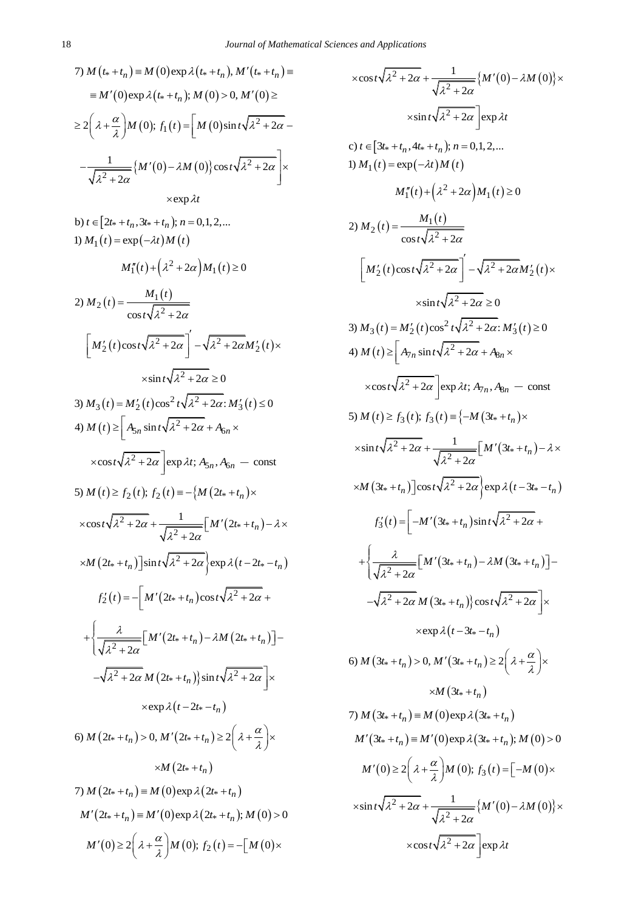7) $M(t_* + t_n) \equiv M(0)\exp\lambda(t_* + t_n)$, $M'(t_* + t_n) \equiv$
$\equiv M'(0)\exp\lambda(t_* + t_n)$; $M(0) > 0$, $M'(0) \geq$
$\geq 2\left(\lambda + \dfrac{\alpha}{\lambda}\right)M(0)$; $f_1(t) = \left[M(0)\sin t\sqrt{\lambda^2 + 2\alpha} - \right.$

$$\left. - \frac{1}{\sqrt{\lambda^2 + 2\alpha}}\{M'(0) - \lambda M(0)\}\cos t\sqrt{\lambda^2 + 2\alpha}\right] \times$$

$$\times \exp\lambda t$$

b) $t \in [2t_* + t_n, 3t_* + t_n)$; $n = 0, 1, 2, \ldots$

1) $M_1(t) = \exp(-\lambda t)M(t)$

$$M_1''(t) + \left(\lambda^2 + 2\alpha\right)M_1(t) \geq 0$$

2) $M_2(t) = \dfrac{M_1(t)}{\cos t\sqrt{\lambda^2 + 2\alpha}}$

$$\left[M_2'(t)\cos t\sqrt{\lambda^2 + 2\alpha}\right]' - \sqrt{\lambda^2 + 2\alpha}M_2'(t) \times$$

$$\times \sin t\sqrt{\lambda^2 + 2\alpha} \geq 0$$

3) $M_3(t) = M_2'(t)\cos^2 t\sqrt{\lambda^2 + 2\alpha}$: $M_3'(t) \leq 0$

4) $M(t) \geq \left[A_{5n}\sin t\sqrt{\lambda^2 + 2\alpha} + A_{6n} \times\right.$

$$\left.\times \cos t\sqrt{\lambda^2 + 2\alpha}\right]\exp\lambda t;\ A_{5n}, A_{6n} \text{ — const}$$

5) $M(t) \geq f_2(t)$; $f_2(t) \equiv -\left\{M(2t_* + t_n) \times\right.$

$$\times \cos t\sqrt{\lambda^2 + 2\alpha} + \frac{1}{\sqrt{\lambda^2 + 2\alpha}}\left[M'(2t_* + t_n) - \lambda \times\right.$$

$$\left.\left.\times M(2t_* + t_n)\right]\sin t\sqrt{\lambda^2 + 2\alpha}\right\}\exp\lambda(t - 2t_* - t_n)$$

$$f_2'(t) = -\left[M'(2t_* + t_n)\cos t\sqrt{\lambda^2 + 2\alpha} + \right.$$

$$+ \left\{\frac{\lambda}{\sqrt{\lambda^2 + 2\alpha}}\left[M'(2t_* + t_n) - \lambda M(2t_* + t_n)\right] - \right.$$

$$\left.\left. - \sqrt{\lambda^2 + 2\alpha}\, M(2t_* + t_n)\right\}\sin t\sqrt{\lambda^2 + 2\alpha}\right] \times$$

$$\times \exp\lambda(t - 2t_* - t_n)$$

6) $M(2t_* + t_n) > 0$, $M'(2t_* + t_n) \geq 2\left(\lambda + \dfrac{\alpha}{\lambda}\right) \times$

$$\times M(2t_* + t_n)$$

7) $M(2t_* + t_n) \equiv M(0)\exp\lambda(2t_* + t_n)$

$$M'(2t_* + t_n) \equiv M'(0)\exp\lambda(2t_* + t_n);\ M(0) > 0$$

$$M'(0) \geq 2\left(\lambda + \frac{\alpha}{\lambda}\right)M(0);\ f_2(t) = -\left[M(0) \times\right.$$

$$\times \cos t\sqrt{\lambda^2 + 2\alpha} + \frac{1}{\sqrt{\lambda^2 + 2\alpha}}\{M'(0) - \lambda M(0)\} \times$$

$$\left.\times \sin t\sqrt{\lambda^2 + 2\alpha}\right]\exp\lambda t$$

c) $t \in [3t_* + t_n, 4t_* + t_n)$; $n = 0, 1, 2, \ldots$

1) $M_1(t) = \exp(-\lambda t)M(t)$

$$M_1''(t) + \left(\lambda^2 + 2\alpha\right)M_1(t) \geq 0$$

2) $M_2(t) = \dfrac{M_1(t)}{\cos t\sqrt{\lambda^2 + 2\alpha}}$

$$\left[M_2'(t)\cos t\sqrt{\lambda^2 + 2\alpha}\right]' - \sqrt{\lambda^2 + 2\alpha}M_2'(t) \times$$

$$\times \sin t\sqrt{\lambda^2 + 2\alpha} \geq 0$$

3) $M_3(t) = M_2'(t)\cos^2 t\sqrt{\lambda^2 + 2\alpha}$: $M_3'(t) \geq 0$

4) $M(t) \geq \left[A_{7n}\sin t\sqrt{\lambda^2 + 2\alpha} + A_{8n} \times\right.$

$$\left.\times \cos t\sqrt{\lambda^2 + 2\alpha}\right]\exp\lambda t;\ A_{7n}, A_{8n} \text{ — const}$$

5) $M(t) \geq f_3(t)$; $f_3(t) \equiv \left\{-M(3t_* + t_n) \times\right.$

$$\times \sin t\sqrt{\lambda^2 + 2\alpha} + \frac{1}{\sqrt{\lambda^2 + 2\alpha}}\left[M'(3t_* + t_n) - \lambda \times\right.$$

$$\left.\left.\times M(3t_* + t_n)\right]\cos t\sqrt{\lambda^2 + 2\alpha}\right\}\exp\lambda(t - 3t_* - t_n)$$

$$f_3'(t) = \left[-M'(3t_* + t_n)\sin t\sqrt{\lambda^2 + 2\alpha} + \right.$$

$$+ \left\{\frac{\lambda}{\sqrt{\lambda^2 + 2\alpha}}\left[M'(3t_* + t_n) - \lambda M(3t_* + t_n)\right] - \right.$$

$$\left.\left. - \sqrt{\lambda^2 + 2\alpha}\, M(3t_* + t_n)\right\}\cos t\sqrt{\lambda^2 + 2\alpha}\right] \times$$

$$\times \exp\lambda(t - 3t_* - t_n)$$

6) $M(3t_* + t_n) > 0$, $M'(3t_* + t_n) \geq 2\left(\lambda + \dfrac{\alpha}{\lambda}\right) \times$

$$\times M(3t_* + t_n)$$

7) $M(3t_* + t_n) \equiv M(0)\exp\lambda(3t_* + t_n)$

$$M'(3t_* + t_n) \equiv M'(0)\exp\lambda(3t_* + t_n);\ M(0) > 0$$

$$M'(0) \geq 2\left(\lambda + \frac{\alpha}{\lambda}\right)M(0);\ f_3(t) = \left[-M(0) \times\right.$$

$$\times \sin t\sqrt{\lambda^2 + 2\alpha} + \frac{1}{\sqrt{\lambda^2 + 2\alpha}}\{M'(0) - \lambda M(0)\} \times$$

$$\left.\times \cos t\sqrt{\lambda^2 + 2\alpha}\right]\exp\lambda t$$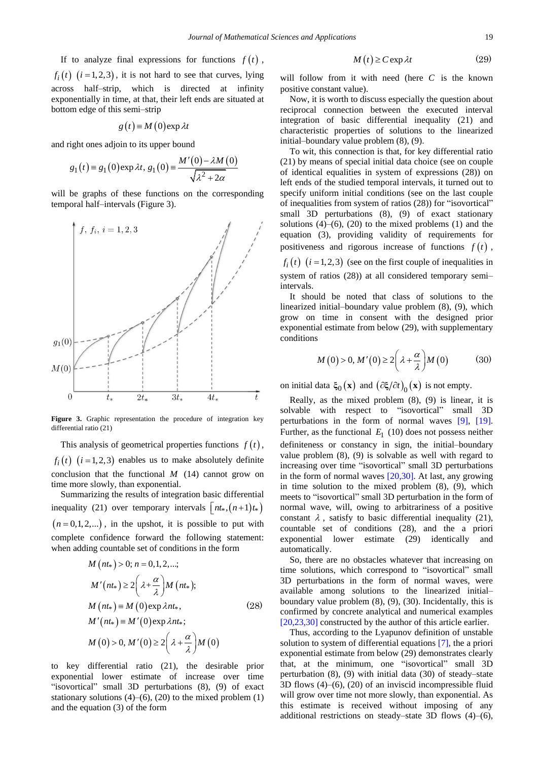If to analyze final expressions for functions $f(t)$, $f_i(t)$ $(i=1,2,3)$, it is not hard to see that curves, lying across half–strip, which is directed at infinity exponentially in time, at that, their left ends are situated at bottom edge of this semi–strip

$$g(t) \equiv M(0)\exp\lambda t$$

and right ones adjoin to its upper bound

$$g_1(t) \equiv g_1(0)\exp\lambda t,\; g_1(0) \equiv \frac{M'(0) - \lambda M(0)}{\sqrt{\lambda^2 + 2\alpha}}$$

will be graphs of these functions on the corresponding temporal half–intervals (Figure 3).

**Figure 3.** Graphic representation the procedure of integration key differential ratio (21)

This analysis of geometrical properties functions $f(t)$, $f_i(t)$ $(i=1,2,3)$ enables us to make absolutely definite conclusion that the functional $M$ (14) cannot grow on time more slowly, than exponential.

Summarizing the results of integration basic differential inequality (21) over temporary intervals $\left[nt_*, (n+1)t_*\right)$ $(n=0,1,2,...)$, in the upshot, it is possible to put with complete confidence forward the following statement: when adding countable set of conditions in the form

$$\begin{aligned}
&M(nt_*) > 0;\; n = 0,1,2,...;\\
&M'(nt_*) \geq 2\left(\lambda + \frac{\alpha}{\lambda}\right)M(nt_*);\\
&M(nt_*) \equiv M(0)\exp\lambda nt_*,\\
&M'(nt_*) \equiv M'(0)\exp\lambda nt_*;\\
&M(0) > 0,\; M'(0) \geq 2\left(\lambda + \frac{\alpha}{\lambda}\right)M(0)
\end{aligned} \tag{28}$$

to key differential ratio (21), the desirable prior exponential lower estimate of increase over time "isovortical" small 3D perturbations (8), (9) of exact stationary solutions (4)–(6), (20) to the mixed problem (1) and the equation (3) of the form

$$M(t) \geq C\exp\lambda t \tag{29}$$

will follow from it with need (here $C$ is the known positive constant value).

Now, it is worth to discuss especially the question about reciprocal connection between the executed interval integration of basic differential inequality (21) and characteristic properties of solutions to the linearized initial–boundary value problem (8), (9).

To wit, this connection is that, for key differential ratio (21) by means of special initial data choice (see on couple of identical equalities in system of expressions (28)) on left ends of the studied temporal intervals, it turned out to specify uniform initial conditions (see on the last couple of inequalities from system of ratios (28)) for "isovortical" small 3D perturbations (8), (9) of exact stationary solutions (4)–(6), (20) to the mixed problems (1) and the equation (3), providing validity of requirements for positiveness and rigorous increase of functions $f(t)$, $f_i(t)$ $(i=1,2,3)$ (see on the first couple of inequalities in system of ratios (28)) at all considered temporary semi–intervals.

It should be noted that class of solutions to the linearized initial–boundary value problem (8), (9), which grow on time in consent with the designed prior exponential estimate from below (29), with supplementary conditions

$$M(0) > 0,\; M'(0) \geq 2\left(\lambda + \frac{\alpha}{\lambda}\right)M(0) \tag{30}$$

on initial data $\xi_0(\mathbf{x})$ and $\left(\partial\xi/\partial t\right)_0(\mathbf{x})$ is not empty.

Really, as the mixed problem (8), (9) is linear, it is solvable with respect to "isovortical" small 3D perturbations in the form of normal waves [9], [19]. Further, as the functional $E_1$ (10) does not possess neither definiteness or constancy in sign, the initial–boundary value problem (8), (9) is solvable as well with regard to increasing over time "isovortical" small 3D perturbations in the form of normal waves [20,30]. At last, any growing in time solution to the mixed problem (8), (9), which meets to "isovortical" small 3D perturbation in the form of normal wave, will, owing to arbitrariness of a positive constant $\lambda$, satisfy to basic differential inequality (21), countable set of conditions (28), and the a priori exponential lower estimate (29) identically and automatically.

So, there are no obstacles whatever that increasing on time solutions, which correspond to "isovortical" small 3D perturbations in the form of normal waves, were available among solutions to the linearized initial–boundary value problem (8), (9), (30). Incidentally, this is confirmed by concrete analytical and numerical examples [20,23,30] constructed by the author of this article earlier.

Thus, according to the Lyapunov definition of unstable solution to system of differential equations [7], the a priori exponential estimate from below (29) demonstrates clearly that, at the minimum, one "isovortical" small 3D perturbation (8), (9) with initial data (30) of steady–state 3D flows (4)–(6), (20) of an inviscid incompressible fluid will grow over time not more slowly, than exponential. As this estimate is received without imposing of any additional restrictions on steady–state 3D flows (4)–(6),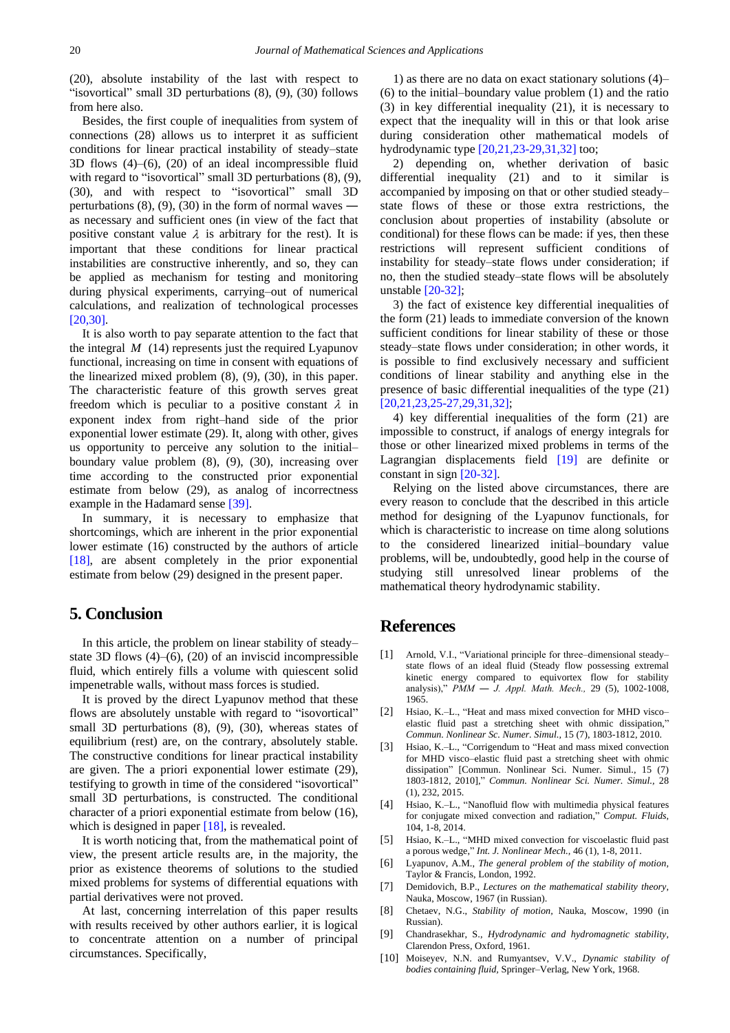(20), absolute instability of the last with respect to "isovortical" small 3D perturbations (8), (9), (30) follows from here also.

Besides, the first couple of inequalities from system of connections (28) allows us to interpret it as sufficient conditions for linear practical instability of steady–state 3D flows (4)–(6), (20) of an ideal incompressible fluid with regard to "isovortical" small 3D perturbations (8), (9), (30), and with respect to "isovortical" small 3D perturbations (8), (9), (30) in the form of normal waves — as necessary and sufficient ones (in view of the fact that positive constant value $\lambda$ is arbitrary for the rest). It is important that these conditions for linear practical instabilities are constructive inherently, and so, they can be applied as mechanism for testing and monitoring during physical experiments, carrying–out of numerical calculations, and realization of technological processes [20,30].

It is also worth to pay separate attention to the fact that the integral $M$ (14) represents just the required Lyapunov functional, increasing on time in consent with equations of the linearized mixed problem (8), (9), (30), in this paper. The characteristic feature of this growth serves great freedom which is peculiar to a positive constant $\lambda$ in exponent index from right–hand side of the prior exponential lower estimate (29). It, along with other, gives us opportunity to perceive any solution to the initial–boundary value problem (8), (9), (30), increasing over time according to the constructed prior exponential estimate from below (29), as analog of incorrectness example in the Hadamard sense [39].

In summary, it is necessary to emphasize that shortcomings, which are inherent in the prior exponential lower estimate (16) constructed by the authors of article [18], are absent completely in the prior exponential estimate from below (29) designed in the present paper.

## 5. Conclusion

In this article, the problem on linear stability of steady–state 3D flows (4)–(6), (20) of an inviscid incompressible fluid, which entirely fills a volume with quiescent solid impenetrable walls, without mass forces is studied.

It is proved by the direct Lyapunov method that these flows are absolutely unstable with regard to "isovortical" small 3D perturbations (8), (9), (30), whereas states of equilibrium (rest) are, on the contrary, absolutely stable. The constructive conditions for linear practical instability are given. The a priori exponential lower estimate (29), testifying to growth in time of the considered "isovortical" small 3D perturbations, is constructed. The conditional character of a priori exponential estimate from below (16), which is designed in paper [18], is revealed.

It is worth noticing that, from the mathematical point of view, the present article results are, in the majority, the prior as existence theorems of solutions to the studied mixed problems for systems of differential equations with partial derivatives were not proved.

At last, concerning interrelation of this paper results with results received by other authors earlier, it is logical to concentrate attention on a number of principal circumstances. Specifically,

1) as there are no data on exact stationary solutions (4)–(6) to the initial–boundary value problem (1) and the ratio (3) in key differential inequality (21), it is necessary to expect that the inequality will in this or that look arise during consideration other mathematical models of hydrodynamic type [20,21,23-29,31,32] too;

2) depending on, whether derivation of basic differential inequality (21) and to it similar is accompanied by imposing on that or other studied steady–state flows of these or those extra restrictions, the conclusion about properties of instability (absolute or conditional) for these flows can be made: if yes, then these restrictions will represent sufficient conditions of instability for steady–state flows under consideration; if no, then the studied steady–state flows will be absolutely unstable [20-32];

3) the fact of existence key differential inequalities of the form (21) leads to immediate conversion of the known sufficient conditions for linear stability of these or those steady–state flows under consideration; in other words, it is possible to find exclusively necessary and sufficient conditions of linear stability and anything else in the presence of basic differential inequalities of the type (21) [20,21,23,25-27,29,31,32];

4) key differential inequalities of the form (21) are impossible to construct, if analogs of energy integrals for those or other linearized mixed problems in terms of the Lagrangian displacements field [19] are definite or constant in sign [20-32].

Relying on the listed above circumstances, there are every reason to conclude that the described in this article method for designing of the Lyapunov functionals, for which is characteristic to increase on time along solutions to the considered linearized initial–boundary value problems, will be, undoubtedly, good help in the course of studying still unresolved linear problems of the mathematical theory hydrodynamic stability.

## References

[1] Arnold, V.I., "Variational principle for three–dimensional steady–state flows of an ideal fluid (Steady flow possessing extremal kinetic energy compared to equivortex flow for stability analysis)," *PMM — J. Appl. Math. Mech.*, 29 (5), 1002-1008, 1965.

[2] Hsiao, K.–L., "Heat and mass mixed convection for MHD visco–elastic fluid past a stretching sheet with ohmic dissipation," *Commun. Nonlinear Sc. Numer. Simul.*, 15 (7), 1803-1812, 2010.

[3] Hsiao, K.–L., "Corrigendum to "Heat and mass mixed convection for MHD visco–elastic fluid past a stretching sheet with ohmic dissipation" [Commun. Nonlinear Sci. Numer. Simul., 15 (7) 1803-1812, 2010]," *Commun. Nonlinear Sci. Numer. Simul.*, 28 (1), 232, 2015.

[4] Hsiao, K.–L., "Nanofluid flow with multimedia physical features for conjugate mixed convection and radiation," *Comput. Fluids*, 104, 1-8, 2014.

[5] Hsiao, K.–L., "MHD mixed convection for viscoelastic fluid past a porous wedge," *Int. J. Nonlinear Mech.*, 46 (1), 1-8, 2011.

[6] Lyapunov, A.M., *The general problem of the stability of motion*, Taylor & Francis, London, 1992.

[7] Demidovich, B.P., *Lectures on the mathematical stability theory*, Nauka, Moscow, 1967 (in Russian).

[8] Chetaev, N.G., *Stability of motion*, Nauka, Moscow, 1990 (in Russian).

[9] Chandrasekhar, S., *Hydrodynamic and hydromagnetic stability*, Clarendon Press, Oxford, 1961.

[10] Moiseyev, N.N. and Rumyantsev, V.V., *Dynamic stability of bodies containing fluid*, Springer–Verlag, New York, 1968.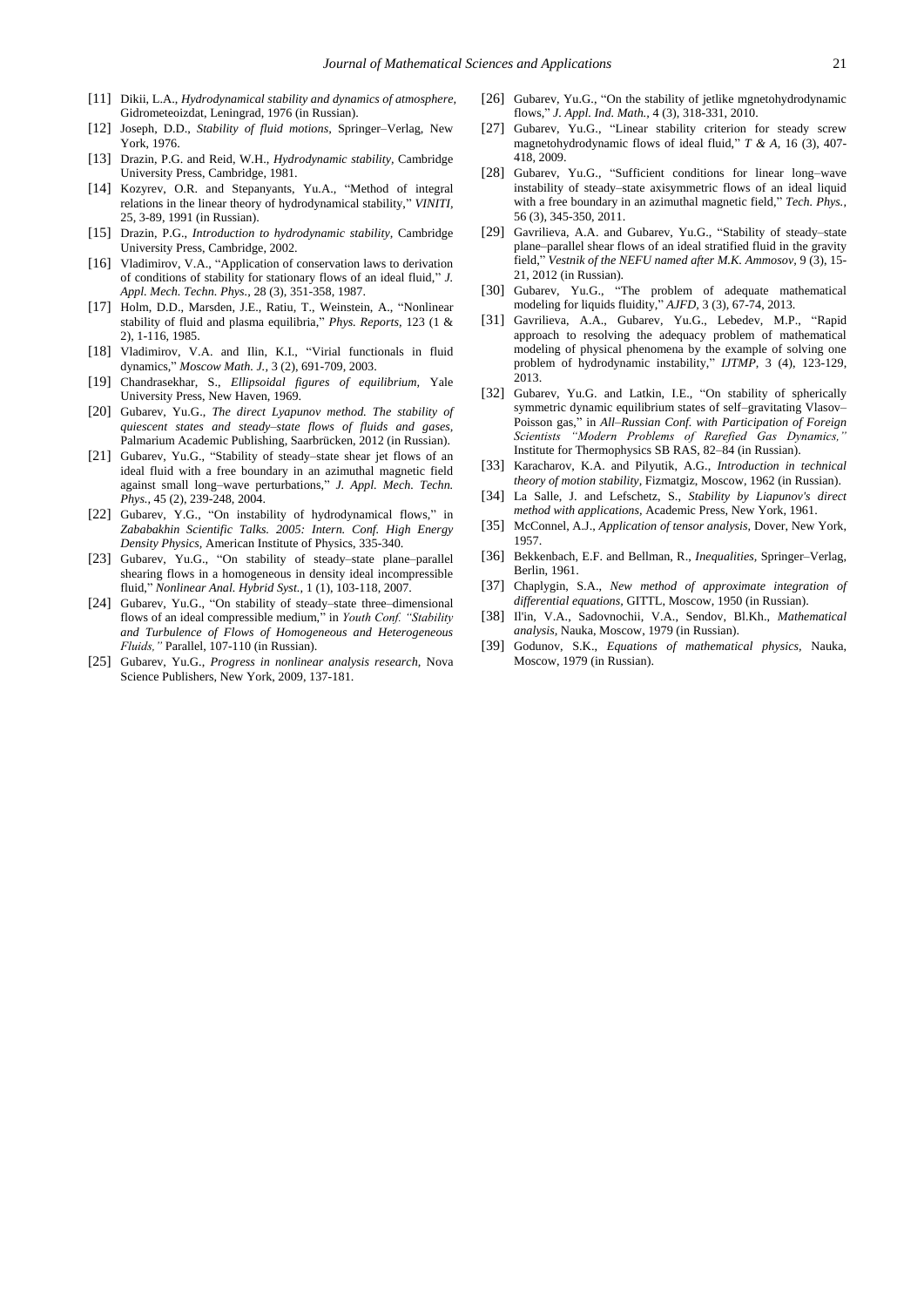[11] Dikii, L.A., *Hydrodynamical stability and dynamics of atmosphere*, Gidrometeoizdat, Leningrad, 1976 (in Russian).

[12] Joseph, D.D., *Stability of fluid motions*, Springer–Verlag, New York, 1976.

[13] Drazin, P.G. and Reid, W.H., *Hydrodynamic stability*, Cambridge University Press, Cambridge, 1981.

[14] Kozyrev, O.R. and Stepanyants, Yu.A., "Method of integral relations in the linear theory of hydrodynamical stability," *VINITI*, 25, 3-89, 1991 (in Russian).

[15] Drazin, P.G., *Introduction to hydrodynamic stability*, Cambridge University Press, Cambridge, 2002.

[16] Vladimirov, V.A., "Application of conservation laws to derivation of conditions of stability for stationary flows of an ideal fluid," *J. Appl. Mech. Techn. Phys.*, 28 (3), 351-358, 1987.

[17] Holm, D.D., Marsden, J.E., Ratiu, T., Weinstein, A., "Nonlinear stability of fluid and plasma equilibria," *Phys. Reports*, 123 (1 & 2), 1-116, 1985.

[18] Vladimirov, V.A. and Ilin, K.I., "Virial functionals in fluid dynamics," *Moscow Math. J.*, 3 (2), 691-709, 2003.

[19] Chandrasekhar, S., *Ellipsoidal figures of equilibrium*, Yale University Press, New Haven, 1969.

[20] Gubarev, Yu.G., *The direct Lyapunov method. The stability of quiescent states and steady–state flows of fluids and gases*, Palmarium Academic Publishing, Saarbrücken, 2012 (in Russian).

[21] Gubarev, Yu.G., "Stability of steady–state shear jet flows of an ideal fluid with a free boundary in an azimuthal magnetic field against small long–wave perturbations," *J. Appl. Mech. Techn. Phys.*, 45 (2), 239-248, 2004.

[22] Gubarev, Y.G., "On instability of hydrodynamical flows," in *Zababakhin Scientific Talks. 2005: Intern. Conf. High Energy Density Physics*, American Institute of Physics, 335-340.

[23] Gubarev, Yu.G., "On stability of steady–state plane–parallel shearing flows in a homogeneous in density ideal incompressible fluid," *Nonlinear Anal. Hybrid Syst.*, 1 (1), 103-118, 2007.

[24] Gubarev, Yu.G., "On stability of steady–state three–dimensional flows of an ideal compressible medium," in *Youth Conf. "Stability and Turbulence of Flows of Homogeneous and Heterogeneous Fluids,"* Parallel, 107-110 (in Russian).

[25] Gubarev, Yu.G., *Progress in nonlinear analysis research*, Nova Science Publishers, New York, 2009, 137-181.

[26] Gubarev, Yu.G., "On the stability of jetlike mgnetohydrodynamic flows," *J. Appl. Ind. Math.*, 4 (3), 318-331, 2010.

[27] Gubarev, Yu.G., "Linear stability criterion for steady screw magnetohydrodynamic flows of ideal fluid," *T & A*, 16 (3), 407-418, 2009.

[28] Gubarev, Yu.G., "Sufficient conditions for linear long–wave instability of steady–state axisymmetric flows of an ideal liquid with a free boundary in an azimuthal magnetic field," *Tech. Phys.*, 56 (3), 345-350, 2011.

[29] Gavrilieva, A.A. and Gubarev, Yu.G., "Stability of steady–state plane–parallel shear flows of an ideal stratified fluid in the gravity field," *Vestnik of the NEFU named after M.K. Ammosov*, 9 (3), 15-21, 2012 (in Russian).

[30] Gubarev, Yu.G., "The problem of adequate mathematical modeling for liquids fluidity," *AJFD*, 3 (3), 67-74, 2013.

[31] Gavrilieva, A.A., Gubarev, Yu.G., Lebedev, M.P., "Rapid approach to resolving the adequacy problem of mathematical modeling of physical phenomena by the example of solving one problem of hydrodynamic instability," *IJTMP*, 3 (4), 123-129, 2013.

[32] Gubarev, Yu.G. and Latkin, I.E., "On stability of spherically symmetric dynamic equilibrium states of self–gravitating Vlasov–Poisson gas," in *All–Russian Conf. with Participation of Foreign Scientists "Modern Problems of Rarefied Gas Dynamics,"* Institute for Thermophysics SB RAS, 82–84 (in Russian).

[33] Karacharov, K.A. and Pilyutik, A.G., *Introduction in technical theory of motion stability*, Fizmatgiz, Moscow, 1962 (in Russian).

[34] La Salle, J. and Lefschetz, S., *Stability by Liapunov's direct method with applications*, Academic Press, New York, 1961.

[35] McConnel, A.J., *Application of tensor analysis*, Dover, New York, 1957.

[36] Bekkenbach, E.F. and Bellman, R., *Inequalities*, Springer–Verlag, Berlin, 1961.

[37] Chaplygin, S.A., *New method of approximate integration of differential equations*, GITTL, Moscow, 1950 (in Russian).

[38] Il'in, V.A., Sadovnochii, V.A., Sendov, Bl.Kh., *Mathematical analysis*, Nauka, Moscow, 1979 (in Russian).

[39] Godunov, S.K., *Equations of mathematical physics*, Nauka, Moscow, 1979 (in Russian).